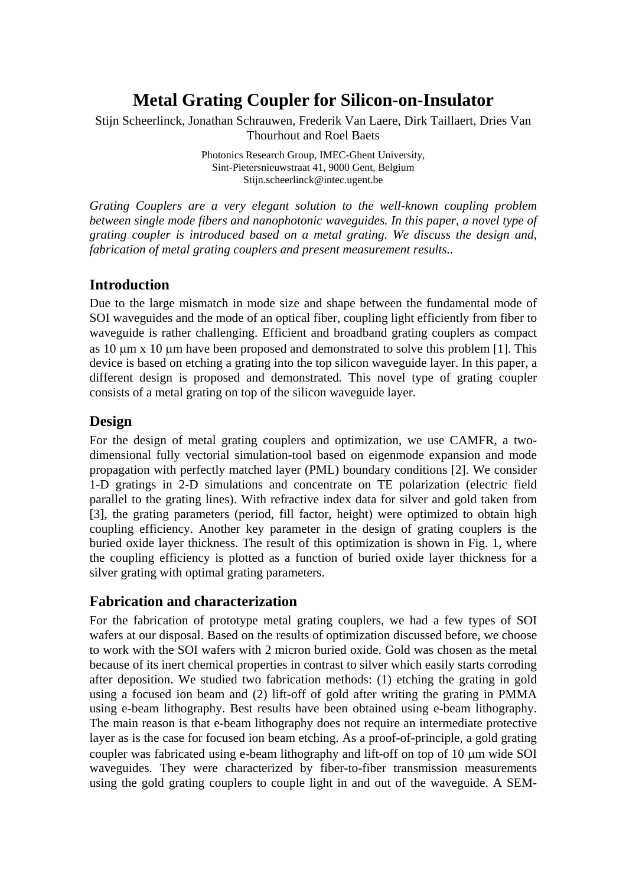# Metal Grating Coupler for Silicon-on-Insulator

Stijn Scheerlinck, Jonathan Schrauwen, Frederik Van Laere, Dirk Taillaert, Dries Van Thourhout and Roel Baets

Photonics Research Group, IMEC-Ghent University,
Sint-Pietersnieuwstraat 41, 9000 Gent, Belgium
Stijn.scheerlinck@intec.ugent.be

*Grating Couplers are a very elegant solution to the well-known coupling problem between single mode fibers and nanophotonic waveguides. In this paper, a novel type of grating coupler is introduced based on a metal grating. We discuss the design and, fabrication of metal grating couplers and present measurement results..*

## Introduction

Due to the large mismatch in mode size and shape between the fundamental mode of SOI waveguides and the mode of an optical fiber, coupling light efficiently from fiber to waveguide is rather challenging. Efficient and broadband grating couplers as compact as 10 μm x 10 μm have been proposed and demonstrated to solve this problem [1]. This device is based on etching a grating into the top silicon waveguide layer. In this paper, a different design is proposed and demonstrated. This novel type of grating coupler consists of a metal grating on top of the silicon waveguide layer.

## Design

For the design of metal grating couplers and optimization, we use CAMFR, a two-dimensional fully vectorial simulation-tool based on eigenmode expansion and mode propagation with perfectly matched layer (PML) boundary conditions [2]. We consider 1-D gratings in 2-D simulations and concentrate on TE polarization (electric field parallel to the grating lines). With refractive index data for silver and gold taken from [3], the grating parameters (period, fill factor, height) were optimized to obtain high coupling efficiency. Another key parameter in the design of grating couplers is the buried oxide layer thickness. The result of this optimization is shown in Fig. 1, where the coupling efficiency is plotted as a function of buried oxide layer thickness for a silver grating with optimal grating parameters.

## Fabrication and characterization

For the fabrication of prototype metal grating couplers, we had a few types of SOI wafers at our disposal. Based on the results of optimization discussed before, we choose to work with the SOI wafers with 2 micron buried oxide. Gold was chosen as the metal because of its inert chemical properties in contrast to silver which easily starts corroding after deposition. We studied two fabrication methods: (1) etching the grating in gold using a focused ion beam and (2) lift-off of gold after writing the grating in PMMA using e-beam lithography. Best results have been obtained using e-beam lithography. The main reason is that e-beam lithography does not require an intermediate protective layer as is the case for focused ion beam etching. As a proof-of-principle, a gold grating coupler was fabricated using e-beam lithography and lift-off on top of 10 μm wide SOI waveguides. They were characterized by fiber-to-fiber transmission measurements using the gold grating couplers to couple light in and out of the waveguide. A SEM-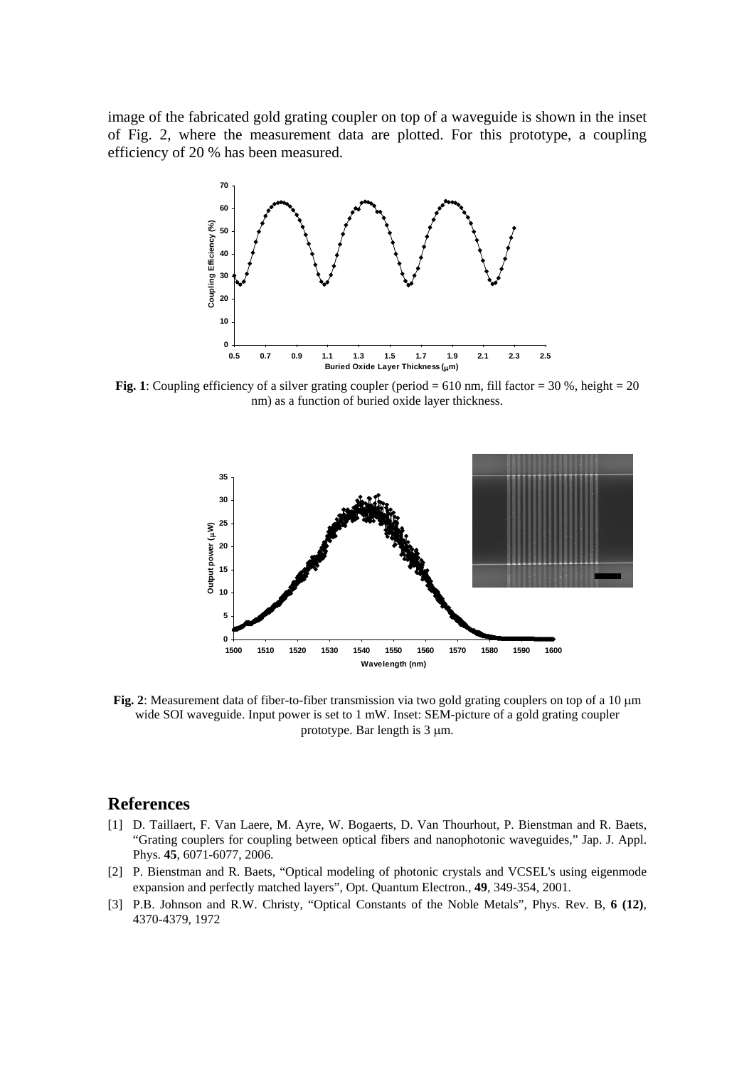image of the fabricated gold grating coupler on top of a waveguide is shown in the inset of Fig. 2, where the measurement data are plotted. For this prototype, a coupling efficiency of 20 % has been measured.

Coupling Efficiency (%)

70
60
50
40
30
20
10
0

0.5 0.7 0.9 1.1 1.3 1.5 1.7 1.9 2.1 2.3 2.5

Buried Oxide Layer Thickness (μm)

**Fig. 1**: Coupling efficiency of a silver grating coupler (period = 610 nm, fill factor = 30 %, height = 20 nm) as a function of buried oxide layer thickness.

Output power (μW)

35
30
25
20
15
10
5
0

1500 1510 1520 1530 1540 1550 1560 1570 1580 1590 1600

Wavelength (nm)

**Fig. 2**: Measurement data of fiber-to-fiber transmission via two gold grating couplers on top of a 10 μm wide SOI waveguide. Input power is set to 1 mW. Inset: SEM-picture of a gold grating coupler prototype. Bar length is 3 μm.

## References

[1] D. Taillaert, F. Van Laere, M. Ayre, W. Bogaerts, D. Van Thourhout, P. Bienstman and R. Baets, "Grating couplers for coupling between optical fibers and nanophotonic waveguides," Jap. J. Appl. Phys. **45**, 6071-6077, 2006.

[2] P. Bienstman and R. Baets, "Optical modeling of photonic crystals and VCSEL's using eigenmode expansion and perfectly matched layers", Opt. Quantum Electron., **49**, 349-354, 2001.

[3] P.B. Johnson and R.W. Christy, "Optical Constants of the Noble Metals", Phys. Rev. B, **6 (12)**, 4370-4379, 1972